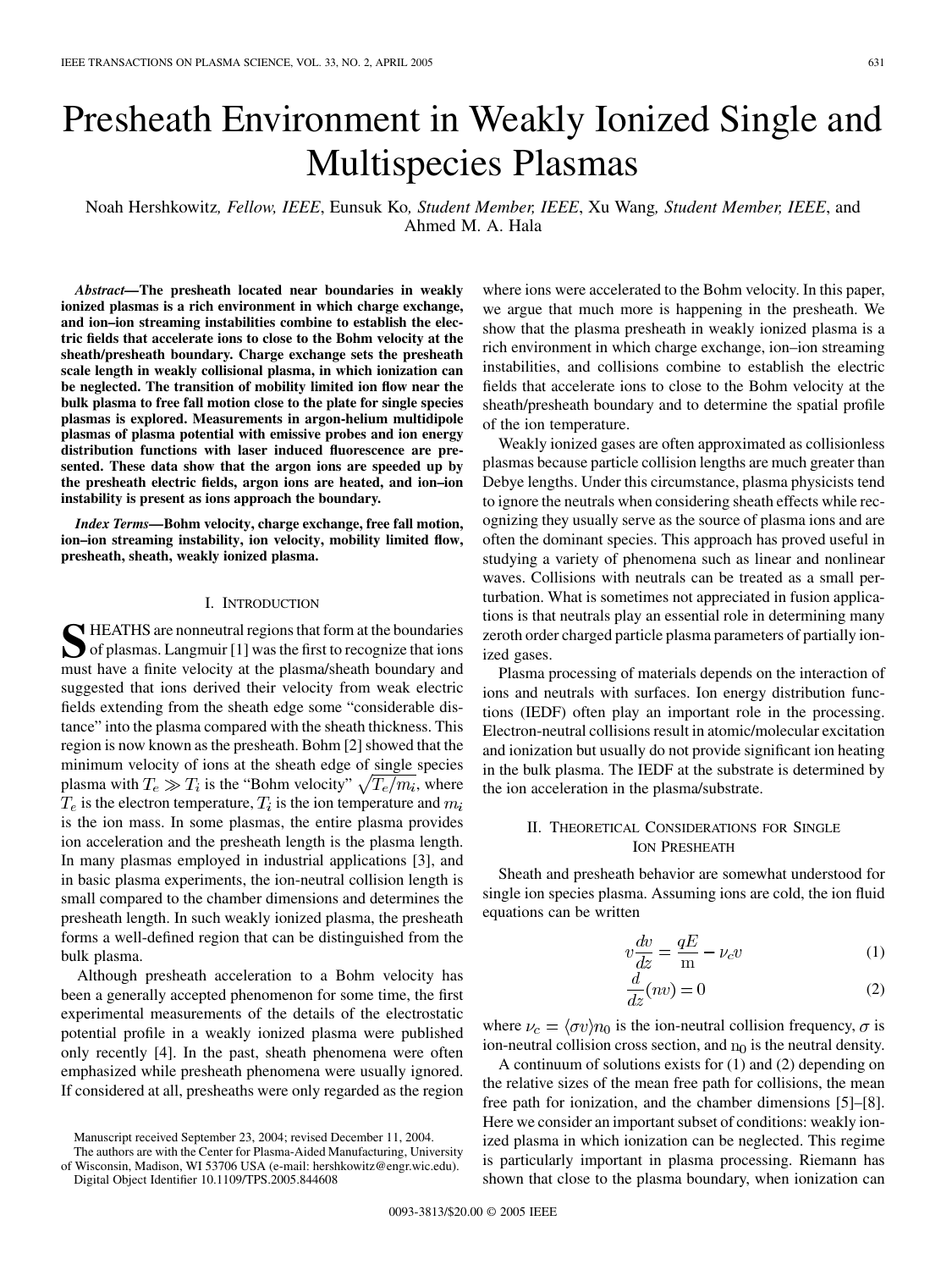# Presheath Environment in Weakly Ionized Single and Multispecies Plasmas

Noah Hershkowitz, *Fellow, IEEE*, Eunsuk Ko, *Student Member, IEEE*, Xu Wang, *Student Member, IEEE*, and Ahmed M. A. Hala

***Abstract*—The presheath located near boundaries in weakly ionized plasmas is a rich environment in which charge exchange, and ion–ion streaming instabilities combine to establish the electric fields that accelerate ions to close to the Bohm velocity at the sheath/presheath boundary. Charge exchange sets the presheath scale length in weakly collisional plasma, in which ionization can be neglected. The transition of mobility limited ion flow near the bulk plasma to free fall motion close to the plate for single species plasmas is explored. Measurements in argon-helium multidipole plasmas of plasma potential with emissive probes and ion energy distribution functions with laser induced fluorescence are presented. These data show that the argon ions are speeded up by the presheath electric fields, argon ions are heated, and ion–ion instability is present as ions approach the boundary.**

***Index Terms*—Bohm velocity, charge exchange, free fall motion, ion–ion streaming instability, ion velocity, mobility limited flow, presheath, sheath, weakly ionized plasma.**

## I. Introduction

SHEATHS are nonneutral regions that form at the boundaries of plasmas. Langmuir [1] was the first to recognize that ions must have a finite velocity at the plasma/sheath boundary and suggested that ions derived their velocity from weak electric fields extending from the sheath edge some "considerable distance" into the plasma compared with the sheath thickness. This region is now known as the presheath. Bohm [2] showed that the minimum velocity of ions at the sheath edge of single species plasma with $T_e \gg T_i$ is the "Bohm velocity" $\sqrt{T_e/m_i}$, where $T_e$ is the electron temperature, $T_i$ is the ion temperature and $m_i$ is the ion mass. In some plasmas, the entire plasma provides ion acceleration and the presheath length is the plasma length. In many plasmas employed in industrial applications [3], and in basic plasma experiments, the ion-neutral collision length is small compared to the chamber dimensions and determines the presheath length. In such weakly ionized plasma, the presheath forms a well-defined region that can be distinguished from the bulk plasma.

Although presheath acceleration to a Bohm velocity has been a generally accepted phenomenon for some time, the first experimental measurements of the details of the electrostatic potential profile in a weakly ionized plasma were published only recently [4]. In the past, sheath phenomena were often emphasized while presheath phenomena were usually ignored. If considered at all, presheaths were only regarded as the region where ions were accelerated to the Bohm velocity. In this paper, we argue that much more is happening in the presheath. We show that the plasma presheath in weakly ionized plasma is a rich environment in which charge exchange, ion–ion streaming instabilities, and collisions combine to establish the electric fields that accelerate ions to close to the Bohm velocity at the sheath/presheath boundary and to determine the spatial profile of the ion temperature.

Weakly ionized gases are often approximated as collisionless plasmas because particle collision lengths are much greater than Debye lengths. Under this circumstance, plasma physicists tend to ignore the neutrals when considering sheath effects while recognizing they usually serve as the source of plasma ions and are often the dominant species. This approach has proved useful in studying a variety of phenomena such as linear and nonlinear waves. Collisions with neutrals can be treated as a small perturbation. What is sometimes not appreciated in fusion applications is that neutrals play an essential role in determining many zeroth order charged particle plasma parameters of partially ionized gases.

Plasma processing of materials depends on the interaction of ions and neutrals with surfaces. Ion energy distribution functions (IEDF) often play an important role in the processing. Electron-neutral collisions result in atomic/molecular excitation and ionization but usually do not provide significant ion heating in the bulk plasma. The IEDF at the substrate is determined by the ion acceleration in the plasma/substrate.

## II. Theoretical Considerations for Single Ion Presheath

Sheath and presheath behavior are somewhat understood for single ion species plasma. Assuming ions are cold, the ion fluid equations can be written

$$v\frac{dv}{dz} = \frac{qE}{\mathrm{m}} - \nu_c v \tag{1}$$

$$\frac{d}{dz}(nv) = 0 \tag{2}$$

where $\nu_c = \langle \sigma v \rangle n_0$ is the ion-neutral collision frequency, $\sigma$ is ion-neutral collision cross section, and $\mathrm{n_0}$ is the neutral density.

A continuum of solutions exists for (1) and (2) depending on the relative sizes of the mean free path for collisions, the mean free path for ionization, and the chamber dimensions [5]–[8]. Here we consider an important subset of conditions: weakly ionized plasma in which ionization can be neglected. This regime is particularly important in plasma processing. Riemann has shown that close to the plasma boundary, when ionization can

Manuscript received September 23, 2004; revised December 11, 2004.

The authors are with the Center for Plasma-Aided Manufacturing, University of Wisconsin, Madison, WI 53706 USA (e-mail: hershkowitz@engr.wic.edu).

Digital Object Identifier 10.1109/TPS.2005.844608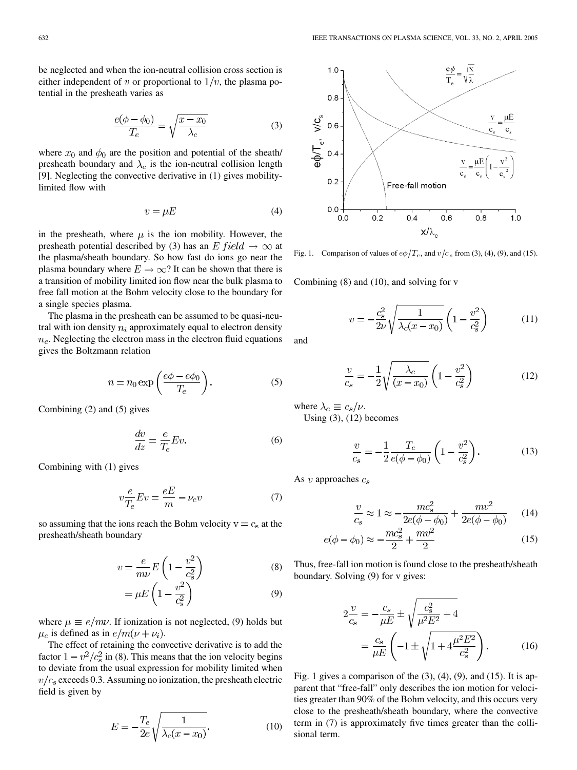be neglected and when the ion-neutral collision cross section is either independent of $v$ or proportional to $1/v$, the plasma potential in the presheath varies as

$$\frac{e(\phi - \phi_0)}{T_e} = \sqrt{\frac{x - x_0}{\lambda_c}} \tag{3}$$

where $x_0$ and $\phi_0$ are the position and potential of the sheath/presheath boundary and $\lambda_c$ is the ion-neutral collision length [9]. Neglecting the convective derivative in (1) gives mobility-limited flow with

$$v = \mu E \tag{4}$$

in the presheath, where $\mu$ is the ion mobility. However, the presheath potential described by (3) has an $E\ field \to \infty$ at the plasma/sheath boundary. So how fast do ions go near the plasma boundary where $E \to \infty$? It can be shown that there is a transition of mobility limited ion flow near the bulk plasma to free fall motion at the Bohm velocity close to the boundary for a single species plasma.

The plasma in the presheath can be assumed to be quasi-neutral with ion density $n_i$ approximately equal to electron density $n_e$. Neglecting the electron mass in the electron fluid equations gives the Boltzmann relation

$$n = n_0 \exp\left(\frac{e\phi - e\phi_0}{T_e}\right). \tag{5}$$

Combining (2) and (5) gives

$$\frac{dv}{dz} = \frac{e}{T_e} E v. \tag{6}$$

Combining with (1) gives

$$v \frac{e}{T_e} E v = \frac{eE}{m} - \nu_c v \tag{7}$$

so assuming that the ions reach the Bohm velocity $v = c_s$ at the presheath/sheath boundary

$$v = \frac{e}{m\nu} E \left(1 - \frac{v^2}{c_s^2}\right) \tag{8}$$

$$= \mu E \left(1 - \frac{v^2}{c_s^2}\right) \tag{9}$$

where $\mu \equiv e/m\nu$. If ionization is not neglected, (9) holds but $\mu_c$ is defined as in $e/m(\nu + \nu_i)$.

The effect of retaining the convective derivative is to add the factor $1 - v^2/c_s^2$ in (8). This means that the ion velocity begins to deviate from the usual expression for mobility limited when $v/c_s$ exceeds 0.3. Assuming no ionization, the presheath electric field is given by

$$E = -\frac{T_e}{2e} \sqrt{\frac{1}{\lambda_c (x - x_0)}}. \tag{10}$$

Fig. 1. Comparison of values of $e\phi/T_e$, and $v/c_s$ from (3), (4), (9), and (15).

Combining (8) and (10), and solving for v

$$v = -\frac{c_s^2}{2\nu} \sqrt{\frac{1}{\lambda_c (x - x_0)}} \left(1 - \frac{v^2}{c_s^2}\right) \tag{11}$$

and

$$\frac{v}{c_s} = -\frac{1}{2} \sqrt{\frac{\lambda_c}{(x - x_0)}} \left(1 - \frac{v^2}{c_s^2}\right) \tag{12}$$

where $\lambda_c \equiv c_s/\nu$.

Using (3), (12) becomes

$$\frac{v}{c_s} = -\frac{1}{2} \frac{T_e}{e(\phi - \phi_0)} \left(1 - \frac{v^2}{c_s^2}\right). \tag{13}$$

As $v$ approaches $c_s$

$$\frac{v}{c_s} \approx 1 \approx -\frac{mc_s^2}{2e(\phi - \phi_0)} + \frac{mv^2}{2e(\phi - \phi_0)} \tag{14}$$

$$e(\phi - \phi_0) \approx -\frac{mc_s^2}{2} + \frac{mv^2}{2} \tag{15}$$

Thus, free-fall ion motion is found close to the presheath/sheath boundary. Solving (9) for v gives:

$$2\frac{v}{c_s} = -\frac{c_s}{\mu E} \pm \sqrt{\frac{c_s^2}{\mu^2 E^2} + 4}$$
$$= \frac{c_s}{\mu E} \left(-1 \pm \sqrt{1 + 4\frac{\mu^2 E^2}{c_s^2}}\right). \tag{16}$$

Fig. 1 gives a comparison of the (3), (4), (9), and (15). It is apparent that "free-fall" only describes the ion motion for velocities greater than 90% of the Bohm velocity, and this occurs very close to the presheath/sheath boundary, where the convective term in (7) is approximately five times greater than the collisional term.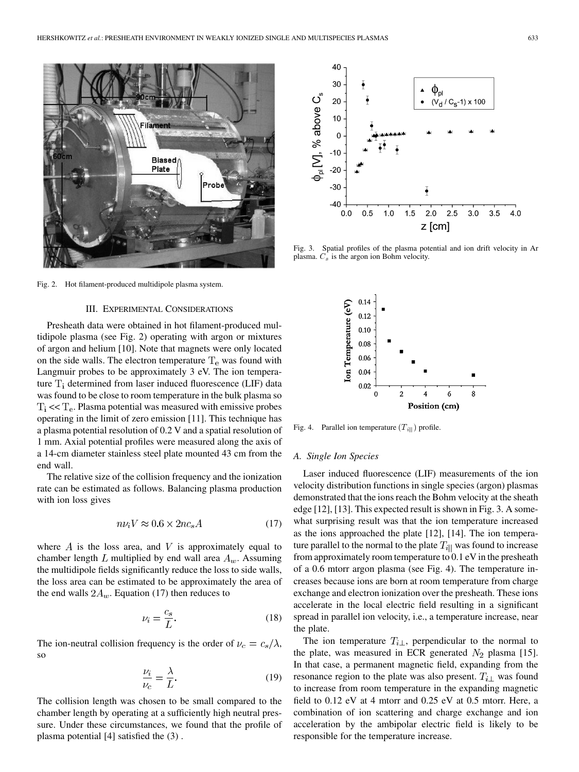Fig. 2. Hot filament-produced multidipole plasma system.

## III. Experimental Considerations

Presheath data were obtained in hot filament-produced multidipole plasma (see Fig. 2) operating with argon or mixtures of argon and helium [10]. Note that magnets were only located on the side walls. The electron temperature $T_e$ was found with Langmuir probes to be approximately 3 eV. The ion temperature $T_i$ determined from laser induced fluorescence (LIF) data was found to be close to room temperature in the bulk plasma so $T_i << T_e$. Plasma potential was measured with emissive probes operating in the limit of zero emission [11]. This technique has a plasma potential resolution of 0.2 V and a spatial resolution of 1 mm. Axial potential profiles were measured along the axis of a 14-cm diameter stainless steel plate mounted 43 cm from the end wall.

The relative size of the collision frequency and the ionization rate can be estimated as follows. Balancing plasma production with ion loss gives

$$n\nu_i V \approx 0.6 \times 2nc_s A \tag{17}$$

where $A$ is the loss area, and $V$ is approximately equal to chamber length $L$ multiplied by end wall area $A_w$. Assuming the multidipole fields significantly reduce the loss to side walls, the loss area can be estimated to be approximately the area of the end walls $2A_w$. Equation (17) then reduces to

$$\nu_i = \frac{c_s}{L}. \tag{18}$$

The ion-neutral collision frequency is the order of $\nu_c = c_s/\lambda$, so

$$\frac{\nu_i}{\nu_c} = \frac{\lambda}{L}. \tag{19}$$

The collision length was chosen to be small compared to the chamber length by operating at a sufficiently high neutral pressure. Under these circumstances, we found that the profile of plasma potential [4] satisfied the (3) .

Fig. 3. Spatial profiles of the plasma potential and ion drift velocity in Ar plasma. $C_s$ is the argon ion Bohm velocity.

Fig. 4. Parallel ion temperature $(T_{i||})$ profile.

### A. Single Ion Species

Laser induced fluorescence (LIF) measurements of the ion velocity distribution functions in single species (argon) plasmas demonstrated that the ions reach the Bohm velocity at the sheath edge [12], [13]. This expected result is shown in Fig. 3. A somewhat surprising result was that the ion temperature increased as the ions approached the plate [12], [14]. The ion temperature parallel to the normal to the plate $T_{i||}$ was found to increase from approximately room temperature to 0.1 eV in the presheath of a 0.6 mtorr argon plasma (see Fig. 4). The temperature increases because ions are born at room temperature from charge exchange and electron ionization over the presheath. These ions accelerate in the local electric field resulting in a significant spread in parallel ion velocity, i.e., a temperature increase, near the plate.

The ion temperature $T_{i\perp}$, perpendicular to the normal to the plate, was measured in ECR generated $N_2$ plasma [15]. In that case, a permanent magnetic field, expanding from the resonance region to the plate was also present. $T_{i\perp}$ was found to increase from room temperature in the expanding magnetic field to 0.12 eV at 4 mtorr and 0.25 eV at 0.5 mtorr. Here, a combination of ion scattering and charge exchange and ion acceleration by the ambipolar electric field is likely to be responsible for the temperature increase.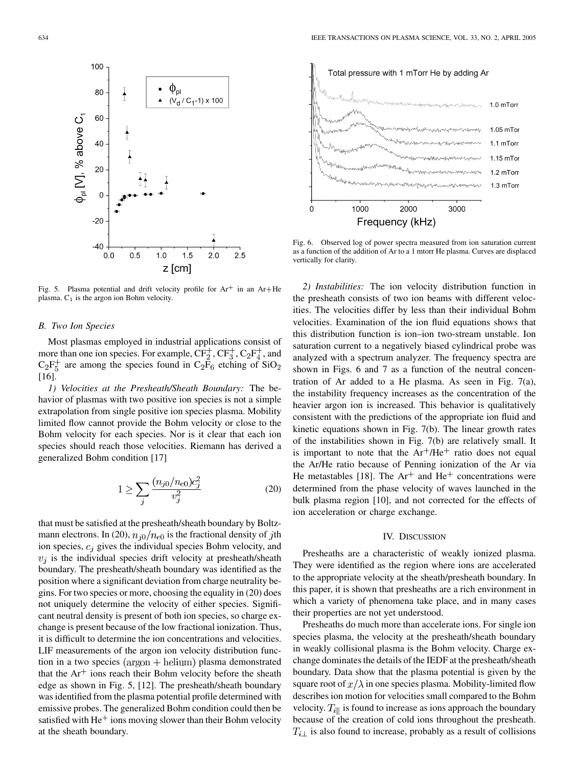Fig. 5. Plasma potential and drift velocity profile for $Ar^+$ in an Ar+He plasma. $C_1$ is the argon ion Bohm velocity.

### B. Two Ion Species

Most plasmas employed in industrial applications consist of more than one ion species. For example, $CF_2^+$, $CF_3^+$, $C_2F_4^+$, and $C_2F_5^+$ are among the species found in $C_2F_6$ etching of $SiO_2$ [16].

*1) Velocities at the Presheath/Sheath Boundary:* The behavior of plasmas with two positive ion species is not a simple extrapolation from single positive ion species plasma. Mobility limited flow cannot provide the Bohm velocity or close to the Bohm velocity for each species. Nor is it clear that each ion species should reach those velocities. Riemann has derived a generalized Bohm condition [17]

$$1 \geq \sum_j \frac{(n_{j0}/n_{e0})c_j^2}{v_j^2} \tag{20}$$

that must be satisfied at the presheath/sheath boundary by Boltzmann electrons. In (20), $n_{j0}/n_{e0}$ is the fractional density of $j$th ion species, $c_j$ gives the individual species Bohm velocity, and $v_j$ is the individual species drift velocity at presheath/sheath boundary. The presheath/sheath boundary was identified as the position where a significant deviation from charge neutrality begins. For two species or more, choosing the equality in (20) does not uniquely determine the velocity of either species. Significant neutral density is present of both ion species, so charge exchange is present because of the low fractional ionization. Thus, it is difficult to determine the ion concentrations and velocities. LIF measurements of the argon ion velocity distribution function in a two species $(\text{argon} + \text{helium})$ plasma demonstrated that the $Ar^+$ ions reach their Bohm velocity before the sheath edge as shown in Fig. 5, [12]. The presheath/sheath boundary was identified from the plasma potential profile determined with emissive probes. The generalized Bohm condition could then be satisfied with $He^+$ ions moving slower than their Bohm velocity at the sheath boundary.

Fig. 6. Observed log of power spectra measured from ion saturation current as a function of the addition of Ar to a 1 mtorr He plasma. Curves are displaced vertically for clarity.

*2) Instabilities:* The ion velocity distribution function in the presheath consists of two ion beams with different velocities. The velocities differ by less than their individual Bohm velocities. Examination of the ion fluid equations shows that this distribution function is ion–ion two-stream unstable. Ion saturation current to a negatively biased cylindrical probe was analyzed with a spectrum analyzer. The frequency spectra are shown in Figs. 6 and 7 as a function of the neutral concentration of Ar added to a He plasma. As seen in Fig. 7(a), the instability frequency increases as the concentration of the heavier argon ion is increased. This behavior is qualitatively consistent with the predictions of the appropriate ion fluid and kinetic equations shown in Fig. 7(b). The linear growth rates of the instabilities shown in Fig. 7(b) are relatively small. It is important to note that the $Ar^+/He^+$ ratio does not equal the Ar/He ratio because of Penning ionization of the Ar via He metastables [18]. The $Ar^+$ and $He^+$ concentrations were determined from the phase velocity of waves launched in the bulk plasma region [10], and not corrected for the effects of ion acceleration or charge exchange.

## IV. Discussion

Presheaths are a characteristic of weakly ionized plasma. They were identified as the region where ions are accelerated to the appropriate velocity at the sheath/presheath boundary. In this paper, it is shown that presheaths are a rich environment in which a variety of phenomena take place, and in many cases their properties are not yet understood.

Presheaths do much more than accelerate ions. For single ion species plasma, the velocity at the presheath/sheath boundary in weakly collisional plasma is the Bohm velocity. Charge exchange dominates the details of the IEDF at the presheath/sheath boundary. Data show that the plasma potential is given by the square root of $x/\lambda$ in one species plasma. Mobility-limited flow describes ion motion for velocities small compared to the Bohm velocity. $T_{i\|}$ is found to increase as ions approach the boundary because of the creation of cold ions throughout the presheath. $T_{i\perp}$ is also found to increase, probably as a result of collisions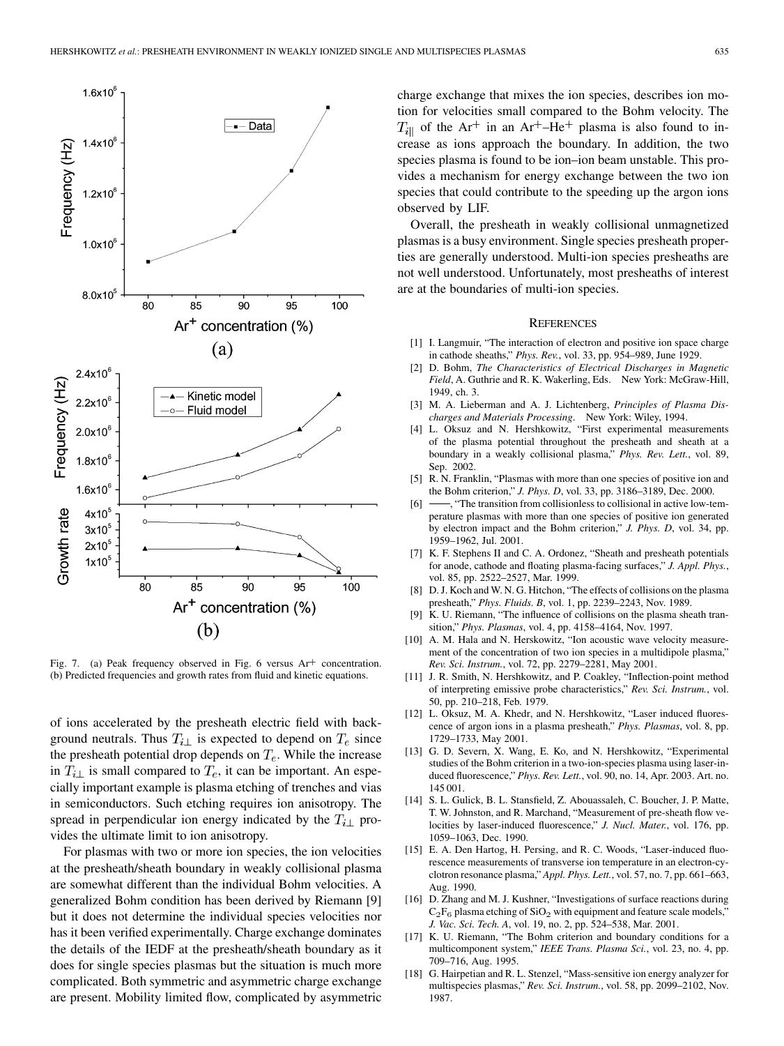Fig. 7. (a) Peak frequency observed in Fig. 6 versus $Ar^+$ concentration. (b) Predicted frequencies and growth rates from fluid and kinetic equations.

of ions accelerated by the presheath electric field with background neutrals. Thus $T_{i\perp}$ is expected to depend on $T_e$ since the presheath potential drop depends on $T_e$. While the increase in $T_{i\perp}$ is small compared to $T_e$, it can be important. An especially important example is plasma etching of trenches and vias in semiconductors. Such etching requires ion anisotropy. The spread in perpendicular ion energy indicated by the $T_{i\perp}$ provides the ultimate limit to ion anisotropy.

For plasmas with two or more ion species, the ion velocities at the presheath/sheath boundary in weakly collisional plasma are somewhat different than the individual Bohm velocities. A generalized Bohm condition has been derived by Riemann [9] but it does not determine the individual species velocities nor has it been verified experimentally. Charge exchange dominates the details of the IEDF at the presheath/sheath boundary as it does for single species plasmas but the situation is much more complicated. Both symmetric and asymmetric charge exchange are present. Mobility limited flow, complicated by asymmetric charge exchange that mixes the ion species, describes ion motion for velocities small compared to the Bohm velocity. The $T_{i\|}$ of the $Ar^+$ in an $Ar^+$–$He^+$ plasma is also found to increase as ions approach the boundary. In addition, the two species plasma is found to be ion–ion beam unstable. This provides a mechanism for energy exchange between the two ion species that could contribute to the speeding up the argon ions observed by LIF.

Overall, the presheath in weakly collisional unmagnetized plasmas is a busy environment. Single species presheath properties are generally understood. Multi-ion species presheaths are not well understood. Unfortunately, most presheaths of interest are at the boundaries of multi-ion species.

## References

[1] I. Langmuir, "The interaction of electron and positive ion space charge in cathode sheaths," *Phys. Rev.*, vol. 33, pp. 954–989, June 1929.

[2] D. Bohm, *The Characteristics of Electrical Discharges in Magnetic Field*, A. Guthrie and R. K. Wakerling, Eds. New York: McGraw-Hill, 1949, ch. 3.

[3] M. A. Lieberman and A. J. Lichtenberg, *Principles of Plasma Discharges and Materials Processing*. New York: Wiley, 1994.

[4] L. Oksuz and N. Hershkowitz, "First experimental measurements of the plasma potential throughout the presheath and sheath at a boundary in a weakly collisional plasma," *Phys. Rev. Lett.*, vol. 89, Sep. 2002.

[5] R. N. Franklin, "Plasmas with more than one species of positive ion and the Bohm criterion," *J. Phys. D*, vol. 33, pp. 3186–3189, Dec. 2000.

[6] ——, "The transition from collisionless to collisional in active low-temperature plasmas with more than one species of positive ion generated by electron impact and the Bohm criterion," *J. Phys. D*, vol. 34, pp. 1959–1962, Jul. 2001.

[7] K. F. Stephens II and C. A. Ordonez, "Sheath and presheath potentials for anode, cathode and floating plasma-facing surfaces," *J. Appl. Phys.*, vol. 85, pp. 2522–2527, Mar. 1999.

[8] D. J. Koch and W. N. G. Hitchon, "The effects of collisions on the plasma presheath," *Phys. Fluids. B*, vol. 1, pp. 2239–2243, Nov. 1989.

[9] K. U. Riemann, "The influence of collisions on the plasma sheath transition," *Phys. Plasmas*, vol. 4, pp. 4158–4164, Nov. 1997.

[10] A. M. Hala and N. Herskowitz, "Ion acoustic wave velocity measurement of the concentration of two ion species in a multidipole plasma," *Rev. Sci. Instrum.*, vol. 72, pp. 2279–2281, May 2001.

[11] J. R. Smith, N. Hershkowitz, and P. Coakley, "Inflection-point method of interpreting emissive probe characteristics," *Rev. Sci. Instrum.*, vol. 50, pp. 210–218, Feb. 1979.

[12] L. Oksuz, M. A. Khedr, and N. Hershkowitz, "Laser induced fluorescence of argon ions in a plasma presheath," *Phys. Plasmas*, vol. 8, pp. 1729–1733, May 2001.

[13] G. D. Severn, X. Wang, E. Ko, and N. Hershkowitz, "Experimental studies of the Bohm criterion in a two-ion-species plasma using laser-induced fluorescence," *Phys. Rev. Lett.*, vol. 90, no. 14, Apr. 2003. Art. no. 145 001.

[14] S. L. Gulick, B. L. Stansfield, Z. Abouassaleh, C. Boucher, J. P. Matte, T. W. Johnston, and R. Marchand, "Measurement of pre-sheath flow velocities by laser-induced fluorescence," *J. Nucl. Mater.*, vol. 176, pp. 1059–1063, Dec. 1990.

[15] E. A. Den Hartog, H. Persing, and R. C. Woods, "Laser-induced fluorescence measurements of transverse ion temperature in an electron-cyclotron resonance plasma," *Appl. Phys. Lett.*, vol. 57, no. 7, pp. 661–663, Aug. 1990.

[16] D. Zhang and M. J. Kushner, "Investigations of surface reactions during $C_2F_6$ plasma etching of $SiO_2$ with equipment and feature scale models," *J. Vac. Sci. Tech. A*, vol. 19, no. 2, pp. 524–538, Mar. 2001.

[17] K. U. Riemann, "The Bohm criterion and boundary conditions for a multicomponent system," *IEEE Trans. Plasma Sci.*, vol. 23, no. 4, pp. 709–716, Aug. 1995.

[18] G. Hairpetian and R. L. Stenzel, "Mass-sensitive ion energy analyzer for multispecies plasmas," *Rev. Sci. Instrum.*, vol. 58, pp. 2099–2102, Nov. 1987.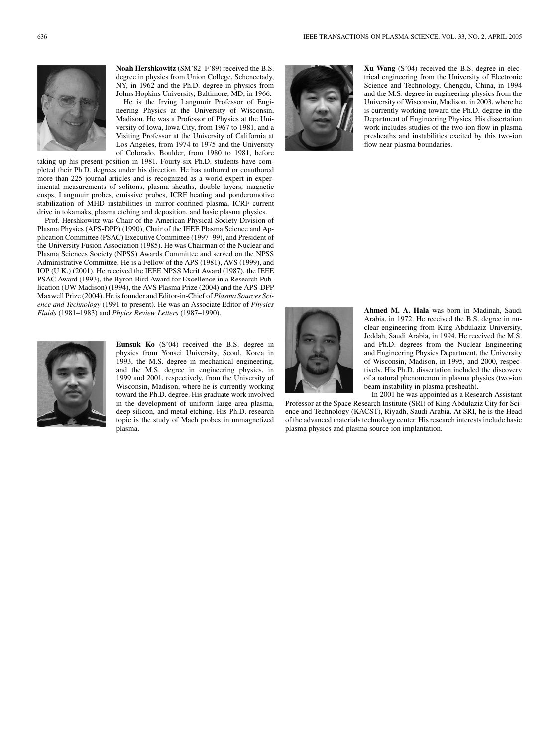**Noah Hershkowitz** (SM'82–F'89) received the B.S. degree in physics from Union College, Schenectady, NY, in 1962 and the Ph.D. degree in physics from Johns Hopkins University, Baltimore, MD, in 1966.

He is the Irving Langmuir Professor of Engineering Physics at the University of Wisconsin, Madison. He was a Professor of Physics at the University of Iowa, Iowa City, from 1967 to 1981, and a Visiting Professor at the University of California at Los Angeles, from 1974 to 1975 and the University of Colorado, Boulder, from 1980 to 1981, before taking up his present position in 1981. Fourty-six Ph.D. students have completed their Ph.D. degrees under his direction. He has authored or coauthored more than 225 journal articles and is recognized as a world expert in experimental measurements of solitons, plasma sheaths, double layers, magnetic cusps, Langmuir probes, emissive probes, ICRF heating and ponderomotive stabilization of MHD instabilities in mirror-confined plasma, ICRF current drive in tokamaks, plasma etching and deposition, and basic plasma physics.

Prof. Hershkowitz was Chair of the American Physical Society Division of Plasma Physics (APS-DPP) (1990), Chair of the IEEE Plasma Science and Application Committee (PSAC) Executive Committee (1997–99), and President of the University Fusion Association (1985). He was Chairman of the Nuclear and Plasma Sciences Society (NPSS) Awards Committee and served on the NPSS Administrative Committee. He is a Fellow of the APS (1981), AVS (1999), and IOP (U.K.) (2001). He received the IEEE NPSS Merit Award (1987), the IEEE PSAC Award (1993), the Byron Bird Award for Excellence in a Research Publication (UW Madison) (1994), the AVS Plasma Prize (2004) and the APS-DPP Maxwell Prize (2004). He is founder and Editor-in-Chief of *Plasma Sources Science and Technology* (1991 to present). He was an Associate Editor of *Physics Fluids* (1981–1983) and *Phyics Review Letters* (1987–1990).

**Eunsuk Ko** (S'04) received the B.S. degree in physics from Yonsei University, Seoul, Korea in 1993, the M.S. degree in mechanical engineering, and the M.S. degree in engineering physics, in 1999 and 2001, respectively, from the University of Wisconsin, Madison, where he is currently working toward the Ph.D. degree. His graduate work involved in the development of uniform large area plasma, deep silicon, and metal etching. His Ph.D. research topic is the study of Mach probes in unmagnetized plasma.

**Xu Wang** (S'04) received the B.S. degree in electrical engineering from the University of Electronic Science and Technology, Chengdu, China, in 1994 and the M.S. degree in engineering physics from the University of Wisconsin, Madison, in 2003, where he is currently working toward the Ph.D. degree in the Department of Engineering Physics. His dissertation work includes studies of the two-ion flow in plasma presheaths and instabilities excited by this two-ion flow near plasma boundaries.

**Ahmed M. A. Hala** was born in Madinah, Saudi Arabia, in 1972. He received the B.S. degree in nuclear engineering from King Abdulaziz University, Jeddah, Saudi Arabia, in 1994. He received the M.S. and Ph.D. degrees from the Nuclear Engineering and Engineering Physics Department, the University of Wisconsin, Madison, in 1995, and 2000, respectively. His Ph.D. dissertation included the discovery of a natural phenomenon in plasma physics (two-ion beam instability in plasma presheath).

In 2001 he was appointed as a Research Assistant Professor at the Space Research Institute (SRI) of King Abdulaziz City for Science and Technology (KACST), Riyadh, Saudi Arabia. At SRI, he is the Head of the advanced materials technology center. His research interests include basic plasma physics and plasma source ion implantation.